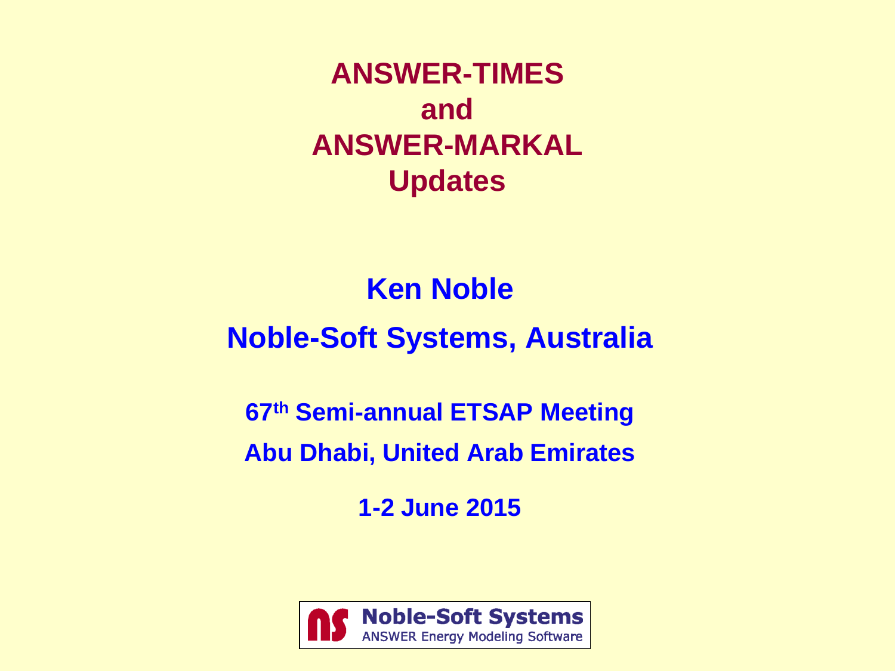# ANSWER-TIMES and ANSWER-MARKAL Updates

**Ken Noble**

**Noble-Soft Systems, Australia**

**67th Semi-annual ETSAP Meeting**

**Abu Dhabi, United Arab Emirates**

**1-2 June 2015**

Noble-Soft Systems
ANSWER Energy Modeling Software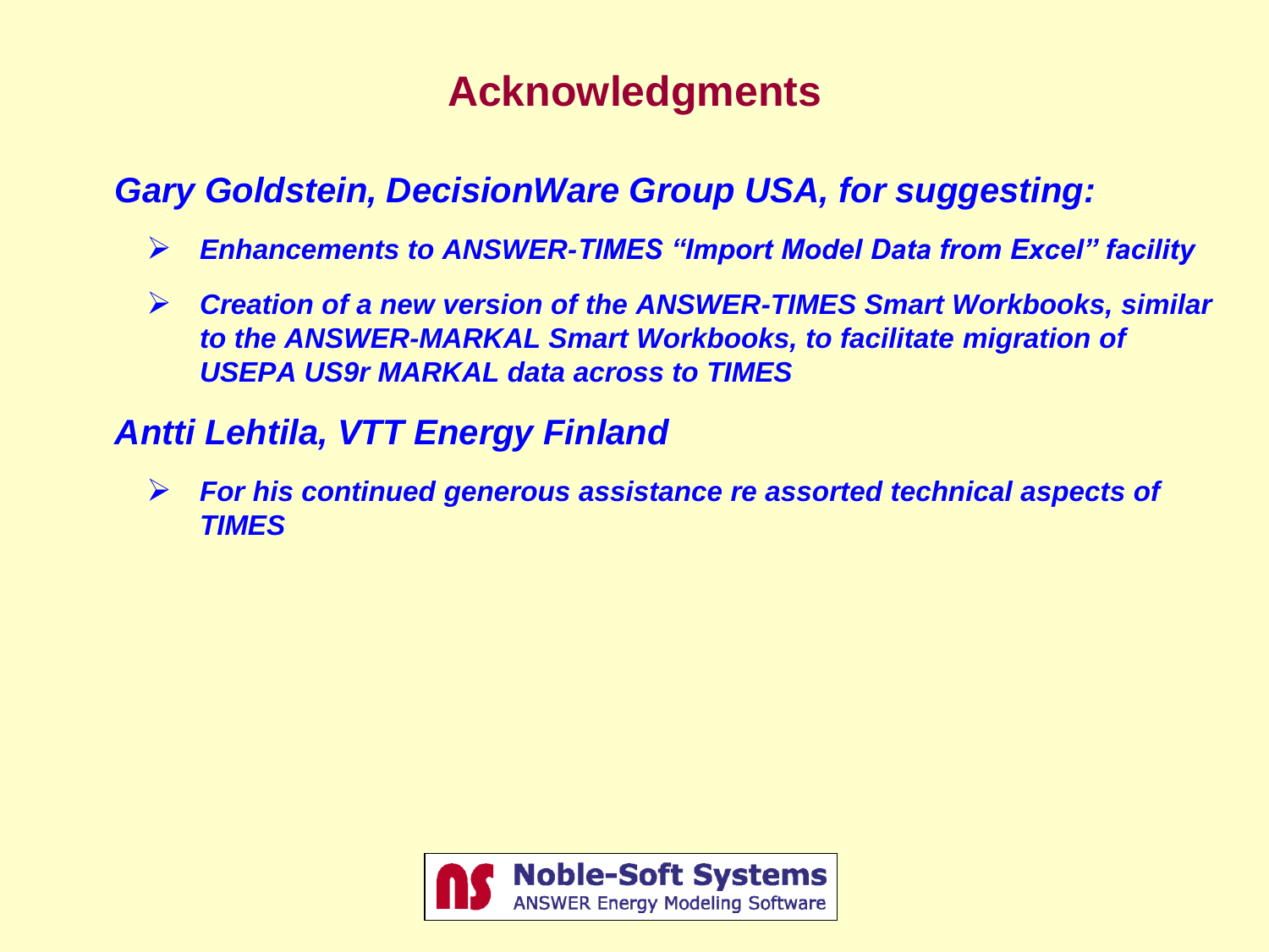# Acknowledgments

***Gary Goldstein, DecisionWare Group USA, for suggesting:***

- ***Enhancements to ANSWER-TIMES "Import Model Data from Excel" facility***
- ***Creation of a new version of the ANSWER-TIMES Smart Workbooks, similar to the ANSWER-MARKAL Smart Workbooks, to facilitate migration of USEPA US9r MARKAL data across to TIMES***

***Antti Lehtila, VTT Energy Finland***

- ***For his continued generous assistance re assorted technical aspects of TIMES***

**Noble-Soft Systems**
ANSWER Energy Modeling Software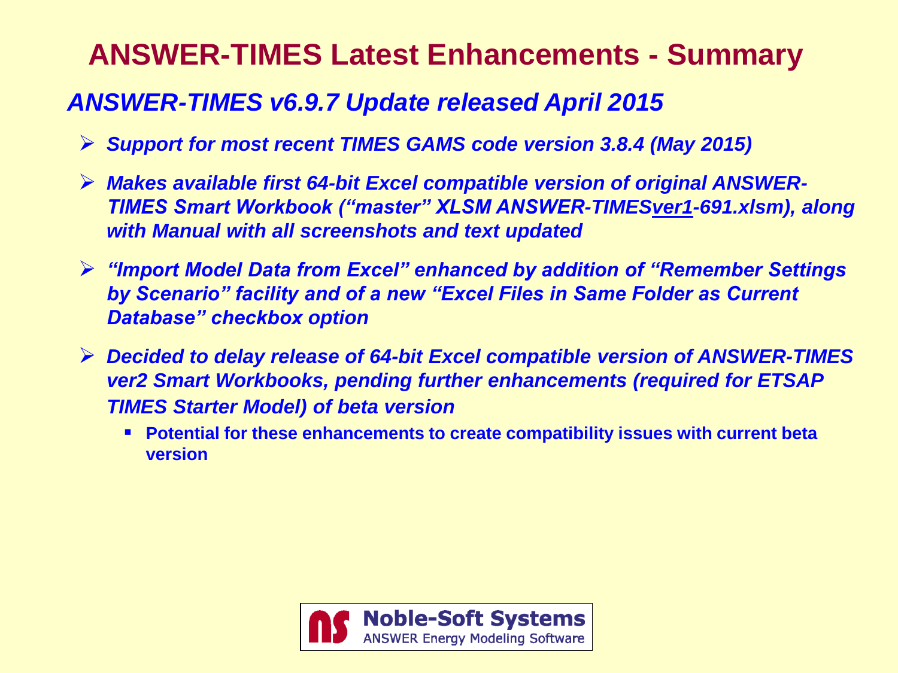# ANSWER-TIMES Latest Enhancements - Summary

## *ANSWER-TIMES v6.9.7 Update released April 2015*

- ***Support for most recent TIMES GAMS code version 3.8.4 (May 2015)***
- ***Makes available first 64-bit Excel compatible version of original ANSWER-TIMES Smart Workbook ("master" XLSM ANSWER-TIMESver1-691.xlsm), along with Manual with all screenshots and text updated***
- ***"Import Model Data from Excel" enhanced by addition of "Remember Settings by Scenario" facility and of a new "Excel Files in Same Folder as Current Database" checkbox option***
- ***Decided to delay release of 64-bit Excel compatible version of ANSWER-TIMES ver2 Smart Workbooks, pending further enhancements (required for ETSAP TIMES Starter Model) of beta version***
  - **Potential for these enhancements to create compatibility issues with current beta version**

Noble-Soft Systems
ANSWER Energy Modeling Software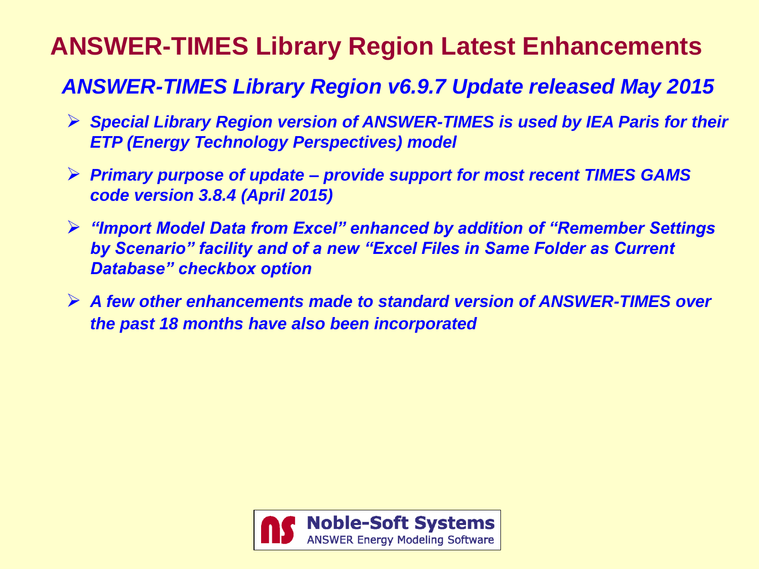# ANSWER-TIMES Library Region Latest Enhancements

## *ANSWER-TIMES Library Region v6.9.7 Update released May 2015*

- ***Special Library Region version of ANSWER-TIMES is used by IEA Paris for their ETP (Energy Technology Perspectives) model***
- ***Primary purpose of update – provide support for most recent TIMES GAMS code version 3.8.4 (April 2015)***
- ***"Import Model Data from Excel" enhanced by addition of "Remember Settings by Scenario" facility and of a new "Excel Files in Same Folder as Current Database" checkbox option***
- ***A few other enhancements made to standard version of ANSWER-TIMES over the past 18 months have also been incorporated***

Noble-Soft Systems
ANSWER Energy Modeling Software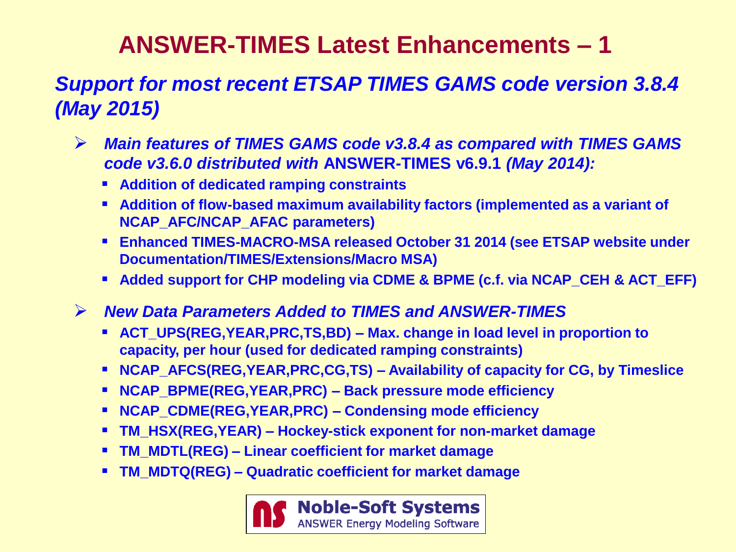# ANSWER-TIMES Latest Enhancements – 1

## *Support for most recent ETSAP TIMES GAMS code version 3.8.4 (May 2015)*

- ***Main features of TIMES GAMS code v3.8.4 as compared with TIMES GAMS code v3.6.0 distributed with* ANSWER-TIMES v6.9.1 *(May 2014):***
  - **Addition of dedicated ramping constraints**
  - **Addition of flow-based maximum availability factors (implemented as a variant of NCAP_AFC/NCAP_AFAC parameters)**
  - **Enhanced TIMES-MACRO-MSA released October 31 2014 (see ETSAP website under Documentation/TIMES/Extensions/Macro MSA)**
  - **Added support for CHP modeling via CDME & BPME (c.f. via NCAP_CEH & ACT_EFF)**

- ***New Data Parameters Added to TIMES and ANSWER-TIMES***
  - **ACT_UPS(REG,YEAR,PRC,TS,BD) – Max. change in load level in proportion to capacity, per hour (used for dedicated ramping constraints)**
  - **NCAP_AFCS(REG,YEAR,PRC,CG,TS) – Availability of capacity for CG, by Timeslice**
  - **NCAP_BPME(REG,YEAR,PRC) – Back pressure mode efficiency**
  - **NCAP_CDME(REG,YEAR,PRC) – Condensing mode efficiency**
  - **TM_HSX(REG,YEAR) – Hockey-stick exponent for non-market damage**
  - **TM_MDTL(REG) – Linear coefficient for market damage**
  - **TM_MDTQ(REG) – Quadratic coefficient for market damage**

**Noble-Soft Systems**
ANSWER Energy Modeling Software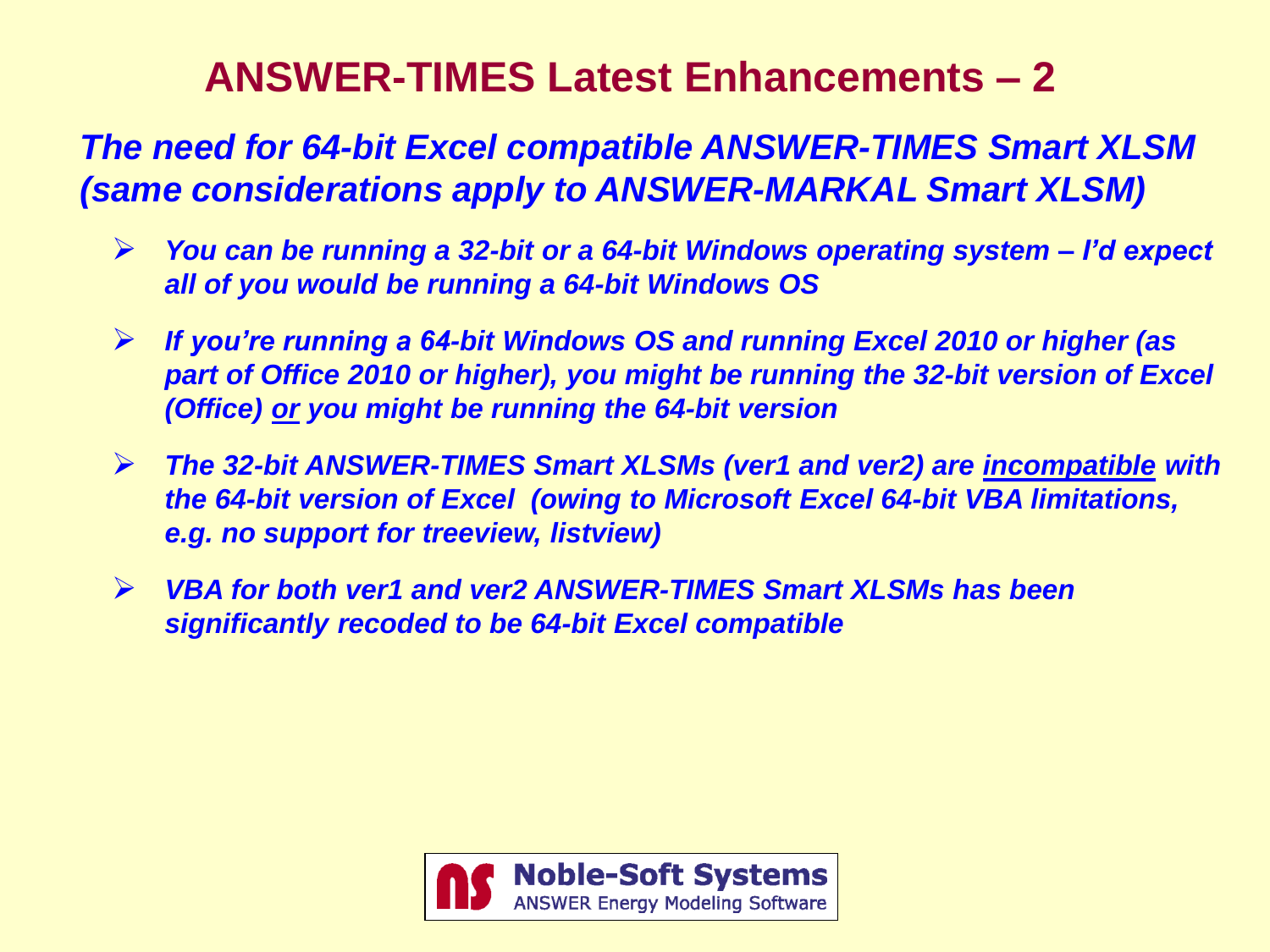# ANSWER-TIMES Latest Enhancements – 2

***The need for 64-bit Excel compatible ANSWER-TIMES Smart XLSM (same considerations apply to ANSWER-MARKAL Smart XLSM)***

- ***You can be running a 32-bit or a 64-bit Windows operating system – I'd expect all of you would be running a 64-bit Windows OS***
- ***If you're running a 64-bit Windows OS and running Excel 2010 or higher (as part of Office 2010 or higher), you might be running the 32-bit version of Excel (Office) <u>or</u> you might be running the 64-bit version***
- ***The 32-bit ANSWER-TIMES Smart XLSMs (ver1 and ver2) are <u>incompatible</u> with the 64-bit version of Excel (owing to Microsoft Excel 64-bit VBA limitations, e.g. no support for treeview, listview)***
- ***VBA for both ver1 and ver2 ANSWER-TIMES Smart XLSMs has been significantly recoded to be 64-bit Excel compatible***

Noble-Soft Systems
ANSWER Energy Modeling Software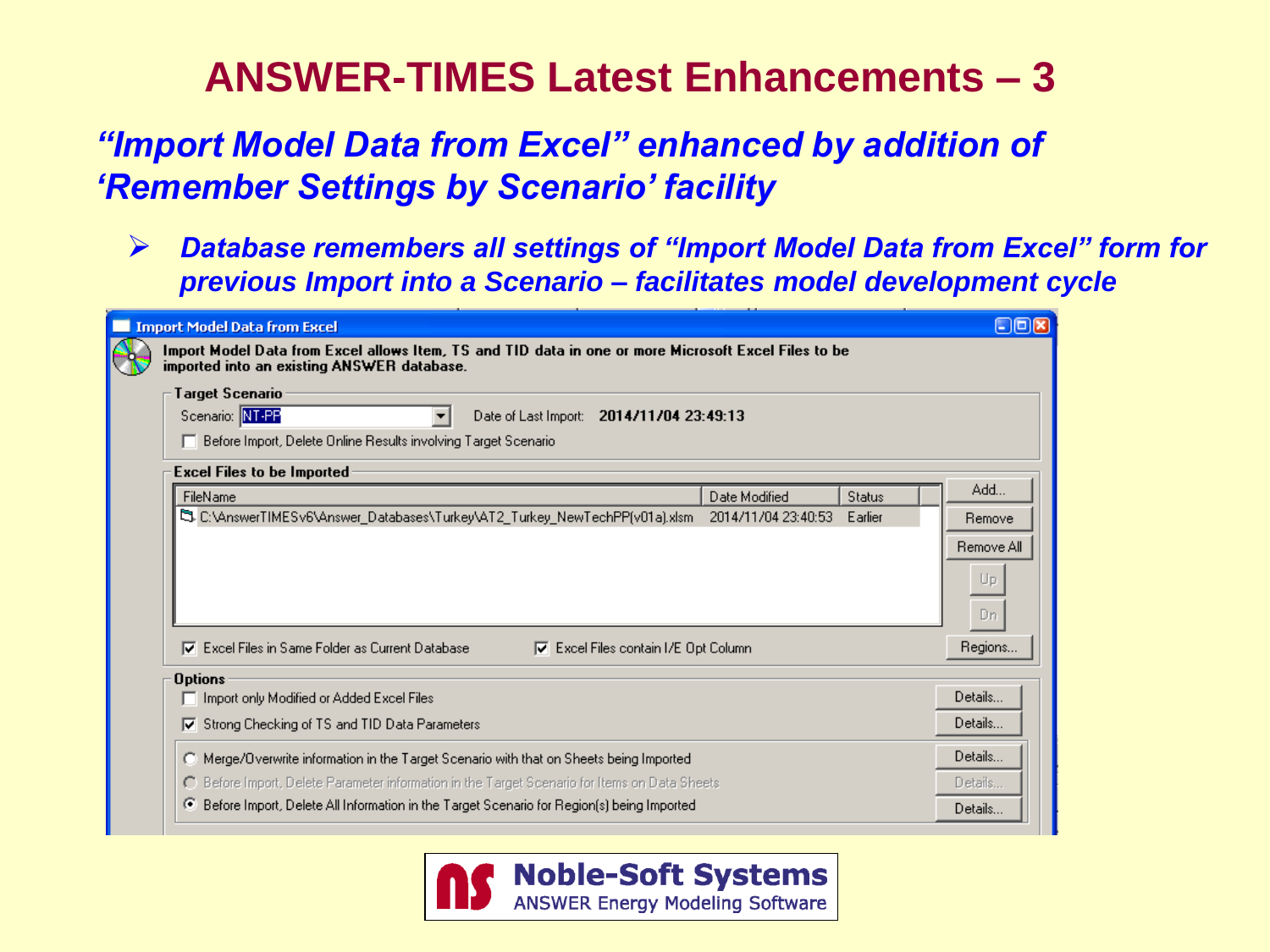# ANSWER-TIMES Latest Enhancements – 3

## *“Import Model Data from Excel” enhanced by addition of ‘Remember Settings by Scenario’ facility*

- ***Database remembers all settings of “Import Model Data from Excel” form for previous Import into a Scenario – facilitates model development cycle***

**Import Model Data from Excel**

Import Model Data from Excel allows Item, TS and TID data in one or more Microsoft Excel Files to be imported into an existing ANSWER database.

**Target Scenario**

Scenario: NT-PP    Date of Last Import: 2014/11/04 23:49:13

☐ Before Import, Delete Online Results involving Target Scenario

**Excel Files to be Imported**

| FileName | Date Modified | Status |
|---|---|---|
| C:\AnswerTIMESv6\Answer_Databases\Turkey\AT2_Turkey_NewTechPP(v01a).xlsm | 2014/11/04 23:40:53 | Earlier |

Add... | Remove | Remove All | Up | Dn | Regions...

☑ Excel Files in Same Folder as Current Database    ☑ Excel Files contain I/E Opt Column

**Options**

☐ Import only Modified or Added Excel Files    Details...

☑ Strong Checking of TS and TID Data Parameters    Details...

○ Merge/Overwrite information in the Target Scenario with that on Sheets being Imported    Details...

○ Before Import, Delete Parameter information in the Target Scenario for Items on Data Sheets    Details...

◉ Before Import, Delete All Information in the Target Scenario for Region(s) being Imported    Details...

**Noble-Soft Systems**
ANSWER Energy Modeling Software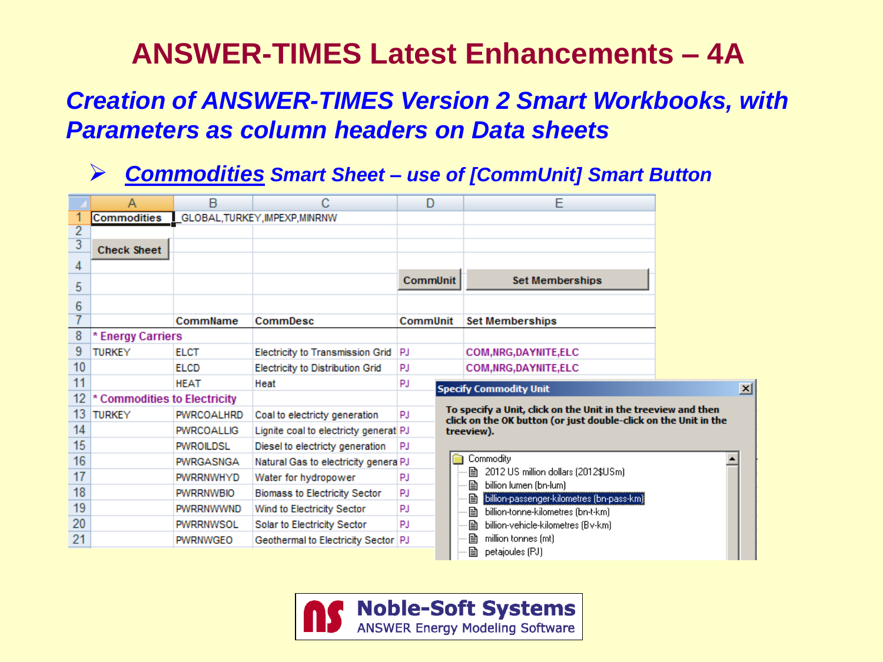# ANSWER-TIMES Latest Enhancements – 4A

## *Creation of ANSWER-TIMES Version 2 Smart Workbooks, with Parameters as column headers on Data sheets*

- ***Commodities** Smart Sheet – use of [CommUnit] Smart Button*

| | A | B | C | D | E |
|---|---|---|---|---|---|
| 1 | Commodities | GLOBAL,TURKEY,IMPEXP,MINRNW | | | |
| 2 | | | | | |
| 3 | Check Sheet | | | | |
| 4 | | | | | |
| 5 | | | | CommUnit | Set Memberships |
| 6 | | | | | |
| 7 | | CommName | CommDesc | CommUnit | Set Memberships |
| 8 | * Energy Carriers | | | | |
| 9 | TURKEY | ELCT | Electricity to Transmission Grid | PJ | COM,NRG,DAYNITE,ELC |
| 10 | | ELCD | Electricity to Distribution Grid | PJ | COM,NRG,DAYNITE,ELC |
| 11 | | HEAT | Heat | PJ | |
| 12 | * Commodities to Electricity | | | | |
| 13 | TURKEY | PWRCOALHRD | Coal to electricty generation | PJ | |
| 14 | | PWRCOALLIG | Lignite coal to electricty generat | PJ | |
| 15 | | PWROILDSL | Diesel to electricty generation | PJ | |
| 16 | | PWRGASNGA | Natural Gas to electricity genera | PJ | |
| 17 | | PWRRNWHYD | Water for hydropower | PJ | |
| 18 | | PWRRNWBIO | Biomass to Electricity Sector | PJ | |
| 19 | | PWRRNWWND | Wind to Electricity Sector | PJ | |
| 20 | | PWRRNWSOL | Solar to Electricity Sector | PJ | |
| 21 | | PWRNWGEO | Geothermal to Electricity Sector | PJ | |

**Specify Commodity Unit**

To specify a Unit, click on the Unit in the treeview and then click on the OK button (or just double-click on the Unit in the treeview).

- Commodity
  - 2012 US million dollars (2012$USm)
  - billion lumen (bn-lum)
  - billion-passenger-kilometres (bn-pass-km)
  - billion-tonne-kilometres (bn-t-km)
  - billion-vehicle-kilometres (Bv-km)
  - million tonnes (mt)
  - petajoules (PJ)

**Noble-Soft Systems**
ANSWER Energy Modeling Software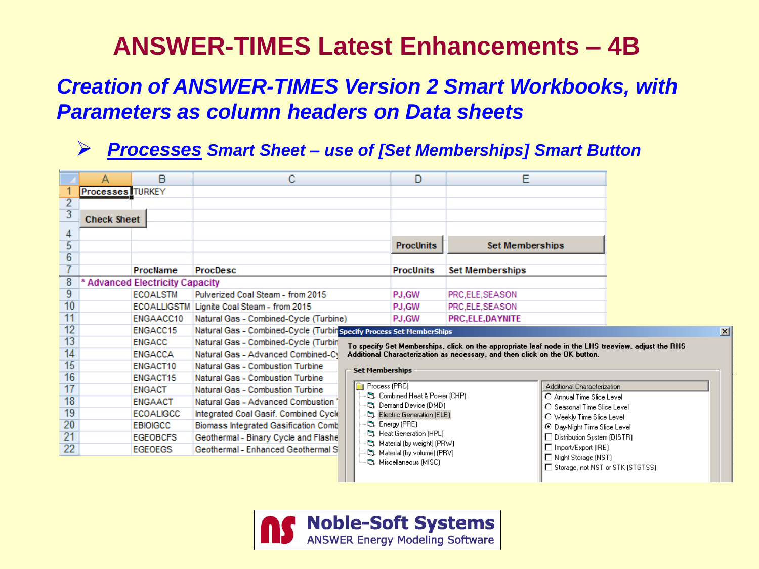# ANSWER-TIMES Latest Enhancements – 4B

## *Creation of ANSWER-TIMES Version 2 Smart Workbooks, with Parameters as column headers on Data sheets*

- ***Processes** Smart Sheet – use of [Set Memberships] Smart Button*

| | A | B | C | D | E |
|---|---|---|---|---|---|
| 1 | Processes | TURKEY | | | |
| 2 | | | | | |
| 3 | Check Sheet | | | | |
| 4 | | | | | |
| 5 | | | | ProcUnits | Set Memberships |
| 6 | | | | | |
| 7 | | ProcName | ProcDesc | ProcUnits | Set Memberships |
| 8 | * Advanced Electricity Capacity | | | | |
| 9 | | ECOALSTM | Pulverized Coal Steam - from 2015 | PJ,GW | PRC,ELE,SEASON |
| 10 | | ECOALLIGSTM | Lignite Coal Steam - from 2015 | PJ,GW | PRC,ELE,SEASON |
| 11 | | ENGAACC10 | Natural Gas - Combined-Cycle (Turbine) | PJ,GW | PRC,ELE,DAYNITE |
| 12 | | ENGACC15 | Natural Gas - Combined-Cycle (Turbir | | |
| 13 | | ENGACC | Natural Gas - Combined-Cycle (Turbir | | |
| 14 | | ENGACCA | Natural Gas - Advanced Combined-C | | |
| 15 | | ENGACT10 | Natural Gas - Combustion Turbine | | |
| 16 | | ENGACT15 | Natural Gas - Combustion Turbine | | |
| 17 | | ENGACT | Natural Gas - Combustion Turbine | | |
| 18 | | ENGAACT | Natural Gas - Advanced Combustion | | |
| 19 | | ECOALIGCC | Integrated Coal Gasif. Combined Cycl | | |
| 20 | | EBIOIGCC | Biomass Integrated Gasification Comb | | |
| 21 | | EGEOBCFS | Geothermal - Binary Cycle and Flashe | | |
| 22 | | EGEOEGS | Geothermal - Enhanced Geothermal S | | |

**Specify Process Set MemberShips**

To specify Set Memberships, click on the appropriate leaf node in the LHS treeview, adjust the RHS Additional Characterization as necessary, and then click on the OK button.

Set Memberships

- Process (PRC)
  - Combined Heat & Power (CHP)
  - Demand Device (DMD)
  - Electric Generation (ELE)
  - Energy (PRE)
  - Heat Generation (HPL)
  - Material (by weight) (PRW)
  - Material (by volume) (PRV)
  - Miscellaneous (MISC)

Additional Characterization

- ○ Annual Time Slice Level
- ○ Seasonal Time Slice Level
- ○ Weekly Time Slice Level
- ◉ Day-Night Time Slice Level
- ☐ Distribution System (DISTR)
- ☐ Import/Export (IRE)
- ☐ Night Storage (NST)
- ☐ Storage, not NST or STK (STGTSS)

**Noble-Soft Systems**
ANSWER Energy Modeling Software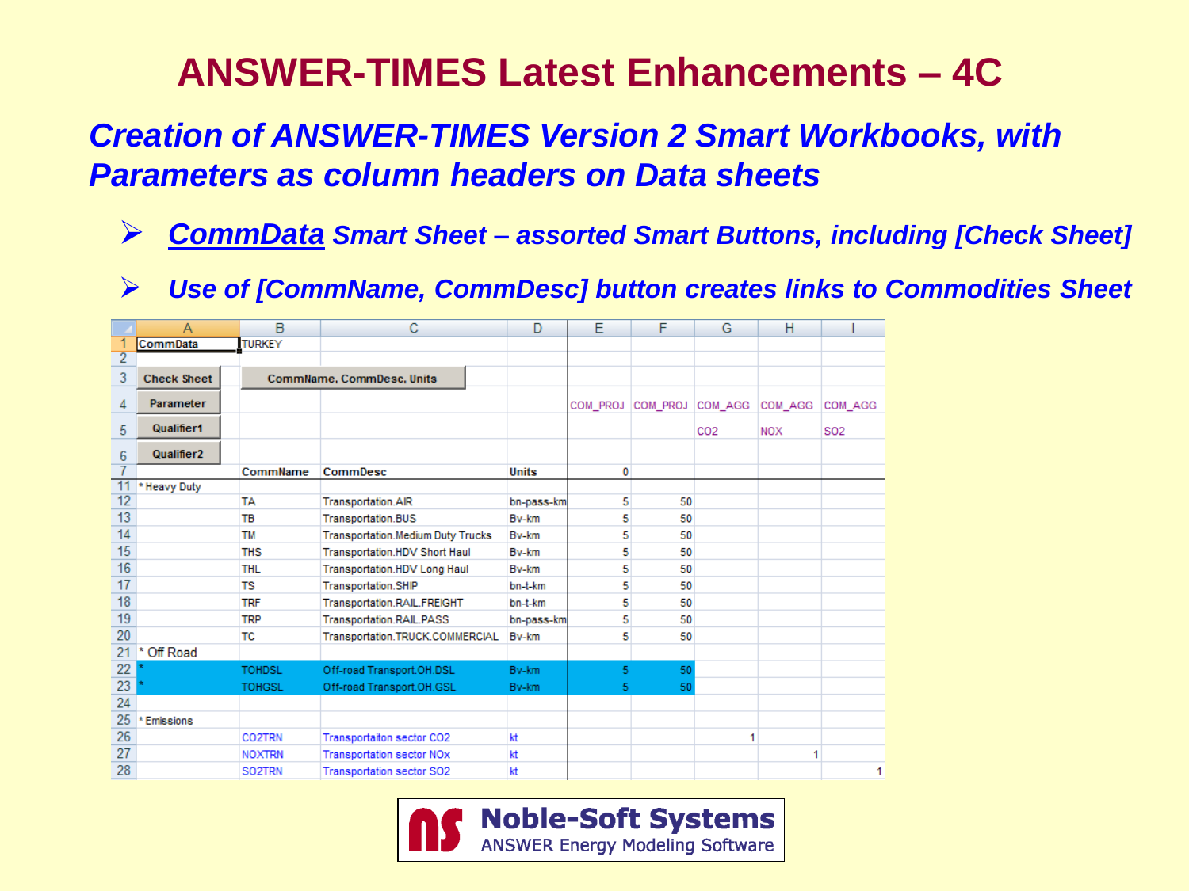# ANSWER-TIMES Latest Enhancements – 4C

## *Creation of ANSWER-TIMES Version 2 Smart Workbooks, with Parameters as column headers on Data sheets*

- ***CommData** Smart Sheet – assorted Smart Buttons, including [Check Sheet]*
- *Use of [CommName, CommDesc] button creates links to Commodities Sheet*

| | A | B | C | D | E | F | G | H | I |
|---|---|---|---|---|---|---|---|---|---|
| 1 | CommData | TURKEY | | | | | | | |
| 2 | | | | | | | | | |
| 3 | Check Sheet | CommName, CommDesc, Units | | | | | | | |
| 4 | Parameter | | | | COM_PROJ | COM_PROJ | COM_AGG | COM_AGG | COM_AGG |
| 5 | Qualifier1 | | | | | | CO2 | NOX | SO2 |
| 6 | Qualifier2 | | | | | | | | |
| 7 | | CommName | CommDesc | Units | 0 | | | | |
| 11 | * Heavy Duty | | | | | | | | |
| 12 | | TA | Transportation.AIR | bn-pass-km | 5 | 50 | | | |
| 13 | | TB | Transportation.BUS | Bv-km | 5 | 50 | | | |
| 14 | | TM | Transportation.Medium Duty Trucks | Bv-km | 5 | 50 | | | |
| 15 | | THS | Transportation.HDV Short Haul | Bv-km | 5 | 50 | | | |
| 16 | | THL | Transportation.HDV Long Haul | Bv-km | 5 | 50 | | | |
| 17 | | TS | Transportation.SHIP | bn-t-km | 5 | 50 | | | |
| 18 | | TRF | Transportation.RAIL.FREIGHT | bn-t-km | 5 | 50 | | | |
| 19 | | TRP | Transportation.RAIL.PASS | bn-pass-km | 5 | 50 | | | |
| 20 | | TC | Transportation.TRUCK.COMMERCIAL | Bv-km | 5 | 50 | | | |
| 21 | * Off Road | | | | | | | | |
| 22 | * | TOHDSL | Off-road Transport.OH.DSL | Bv-km | 5 | 50 | | | |
| 23 | * | TOHGSL | Off-road Transport.OH.GSL | Bv-km | 5 | 50 | | | |
| 24 | | | | | | | | | |
| 25 | * Emissions | | | | | | | | |
| 26 | | CO2TRN | Transportaiton sector CO2 | kt | | | 1 | | |
| 27 | | NOXTRN | Transportation sector NOx | kt | | | | 1 | |
| 28 | | SO2TRN | Transportation sector SO2 | kt | | | | | 1 |

**Noble-Soft Systems**
ANSWER Energy Modeling Software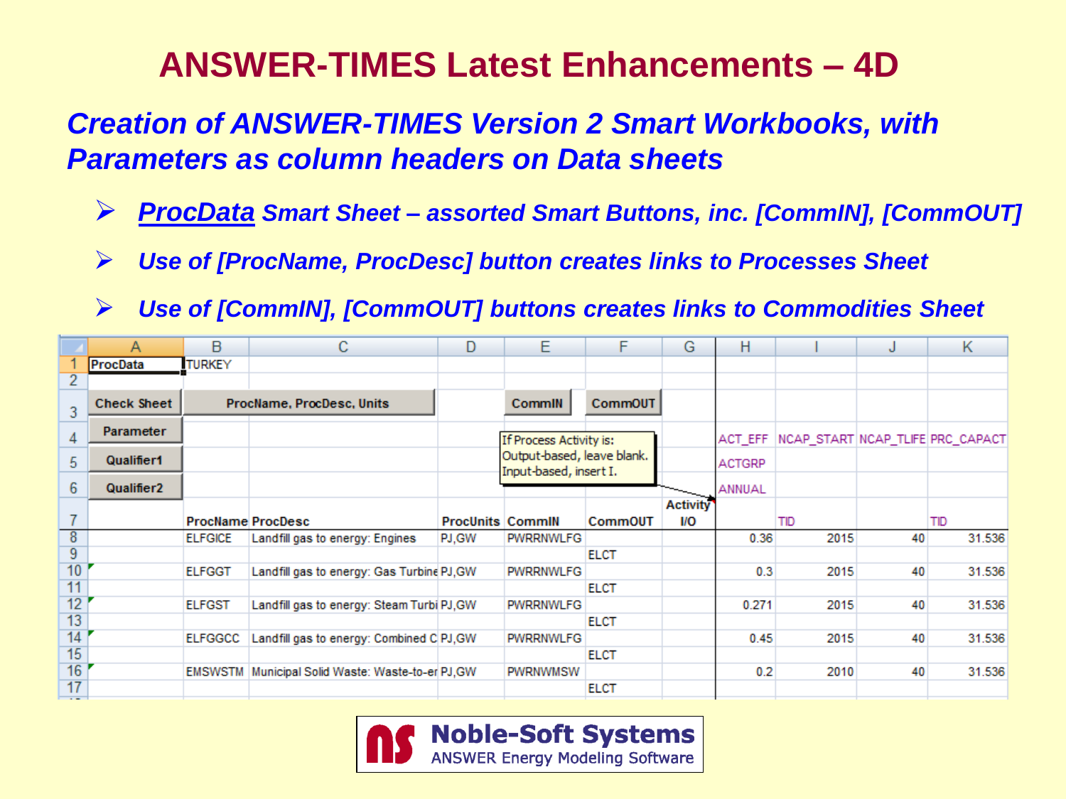# ANSWER-TIMES Latest Enhancements – 4D

## *Creation of ANSWER-TIMES Version 2 Smart Workbooks, with Parameters as column headers on Data sheets*

- ***ProcData** Smart Sheet – assorted Smart Buttons, inc. [CommIN], [CommOUT]*
- *Use of [ProcName, ProcDesc] button creates links to Processes Sheet*
- *Use of [CommIN], [CommOUT] buttons creates links to Commodities Sheet*

| | A | B | C | D | E | F | G | H | I | J | K |
|---|---|---|---|---|---|---|---|---|---|---|---|
| 1 | ProcData | TURKEY | | | | | | | | | |
| 2 | | | | | | | | | | | |
| 3 | Check Sheet | ProcName, ProcDesc, Units | | | CommIN | CommOUT | | | | | |
| 4 | Parameter | | | | If Process Activity is: Output-based, leave blank. Input-based, insert I. | | | ACT_EFF | NCAP_START | NCAP_TLIFE | PRC_CAPACT |
| 5 | Qualifier1 | | | | | | | ACTGRP | | | |
| 6 | Qualifier2 | | | | | | | ANNUAL | | | |
| 7 | | ProcName | ProcDesc | ProcUnits | CommIN | CommOUT | Activity I/O | | TID | | TID |
| 8 | | ELFGICE | Landfill gas to energy: Engines | PJ,GW | PWRRNWLFG | | | 0.36 | 2015 | 40 | 31.536 |
| 9 | | | | | | ELCT | | | | | |
| 10 | | ELFGGT | Landfill gas to energy: Gas Turbine | PJ,GW | PWRRNWLFG | | | 0.3 | 2015 | 40 | 31.536 |
| 11 | | | | | | ELCT | | | | | |
| 12 | | ELFGST | Landfill gas to energy: Steam Turbi | PJ,GW | PWRRNWLFG | | | 0.271 | 2015 | 40 | 31.536 |
| 13 | | | | | | ELCT | | | | | |
| 14 | | ELFGGCC | Landfill gas to energy: Combined C | PJ,GW | PWRRNWLFG | | | 0.45 | 2015 | 40 | 31.536 |
| 15 | | | | | | ELCT | | | | | |
| 16 | | EMSWSTM | Municipal Solid Waste: Waste-to-er | PJ,GW | PWRNWMSW | | | 0.2 | 2010 | 40 | 31.536 |
| 17 | | | | | | ELCT | | | | | |

Noble-Soft Systems
ANSWER Energy Modeling Software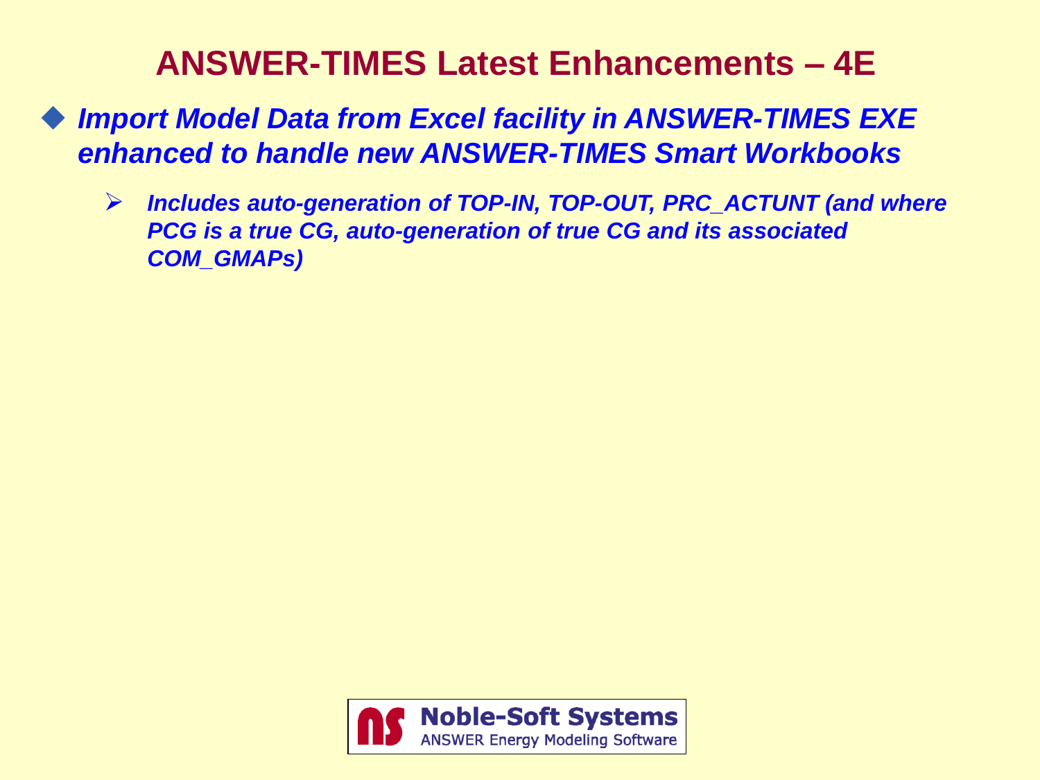# ANSWER-TIMES Latest Enhancements – 4E

- ***Import Model Data from Excel facility in ANSWER-TIMES EXE enhanced to handle new ANSWER-TIMES Smart Workbooks***
  - ***Includes auto-generation of TOP-IN, TOP-OUT, PRC_ACTUNT (and where PCG is a true CG, auto-generation of true CG and its associated COM_GMAPs)***

Noble-Soft Systems
ANSWER Energy Modeling Software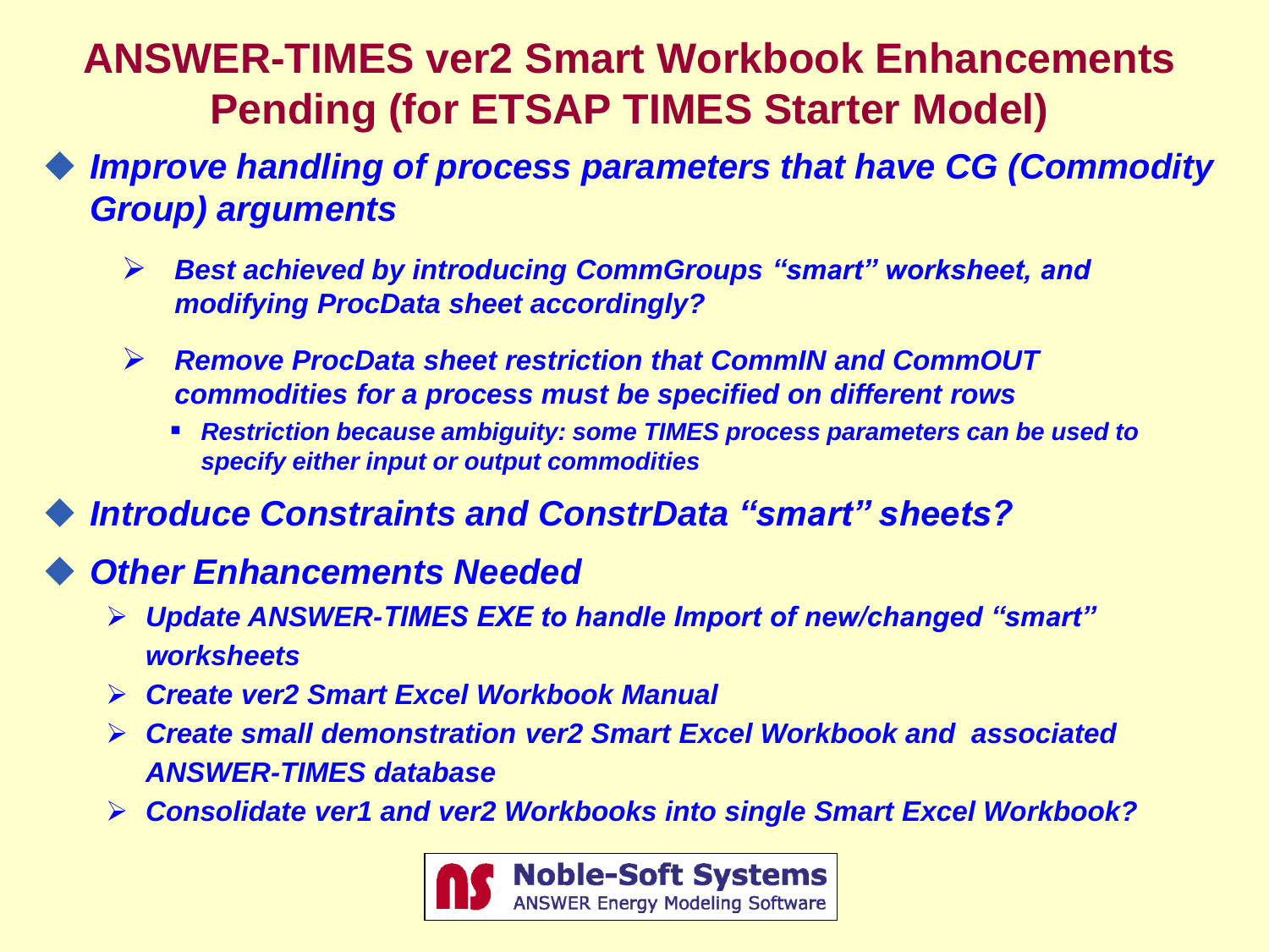# ANSWER-TIMES ver2 Smart Workbook Enhancements Pending (for ETSAP TIMES Starter Model)

- ***Improve handling of process parameters that have CG (Commodity Group) arguments***
  - ***Best achieved by introducing CommGroups "smart" worksheet, and modifying ProcData sheet accordingly?***
  - ***Remove ProcData sheet restriction that CommIN and CommOUT commodities for a process must be specified on different rows***
    - ***Restriction because ambiguity: some TIMES process parameters can be used to specify either input or output commodities***
- ***Introduce Constraints and ConstrData "smart" sheets?***
- ***Other Enhancements Needed***
  - ***Update ANSWER-TIMES EXE to handle Import of new/changed "smart" worksheets***
  - ***Create ver2 Smart Excel Workbook Manual***
  - ***Create small demonstration ver2 Smart Excel Workbook and associated ANSWER-TIMES database***
  - ***Consolidate ver1 and ver2 Workbooks into single Smart Excel Workbook?***

Noble-Soft Systems
ANSWER Energy Modeling Software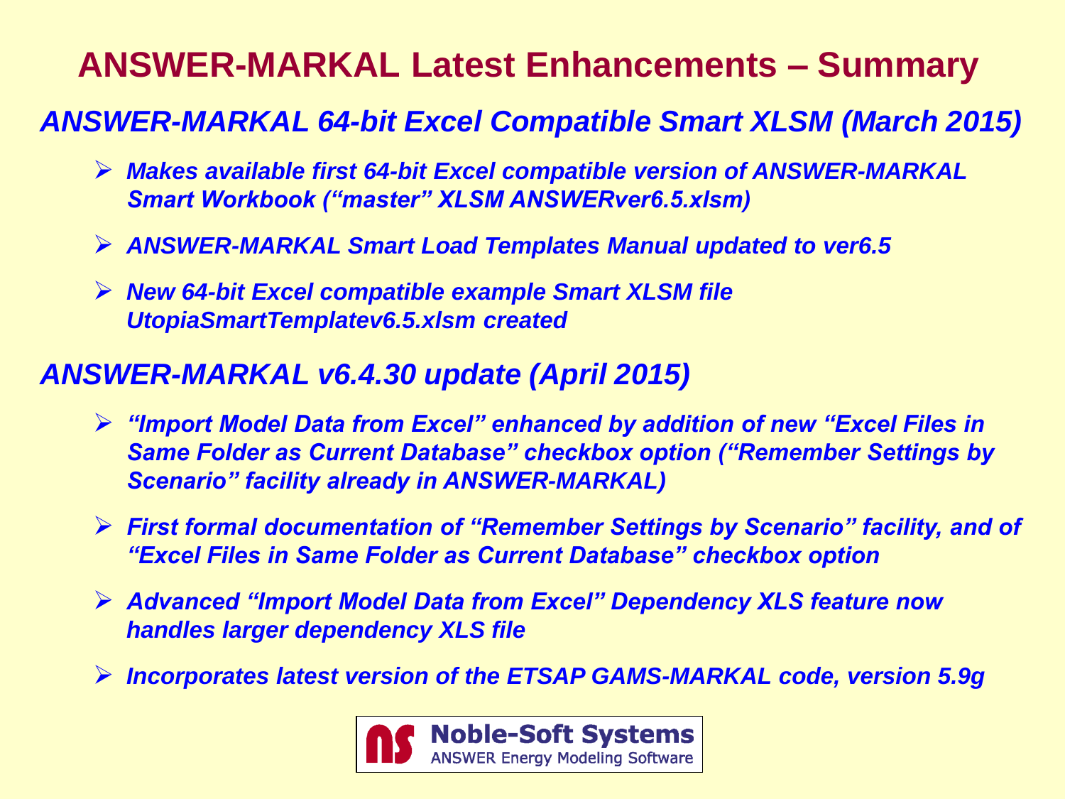# ANSWER-MARKAL Latest Enhancements – Summary

## *ANSWER-MARKAL 64-bit Excel Compatible Smart XLSM (March 2015)*

- ***Makes available first 64-bit Excel compatible version of ANSWER-MARKAL Smart Workbook ("master" XLSM ANSWERver6.5.xlsm)***
- ***ANSWER-MARKAL Smart Load Templates Manual updated to ver6.5***
- ***New 64-bit Excel compatible example Smart XLSM file UtopiaSmartTemplatev6.5.xlsm created***

## *ANSWER-MARKAL v6.4.30 update (April 2015)*

- ***"Import Model Data from Excel" enhanced by addition of new "Excel Files in Same Folder as Current Database" checkbox option ("Remember Settings by Scenario" facility already in ANSWER-MARKAL)***
- ***First formal documentation of "Remember Settings by Scenario" facility, and of "Excel Files in Same Folder as Current Database" checkbox option***
- ***Advanced "Import Model Data from Excel" Dependency XLS feature now handles larger dependency XLS file***
- ***Incorporates latest version of the ETSAP GAMS-MARKAL code, version 5.9g***

Noble-Soft Systems
ANSWER Energy Modeling Software